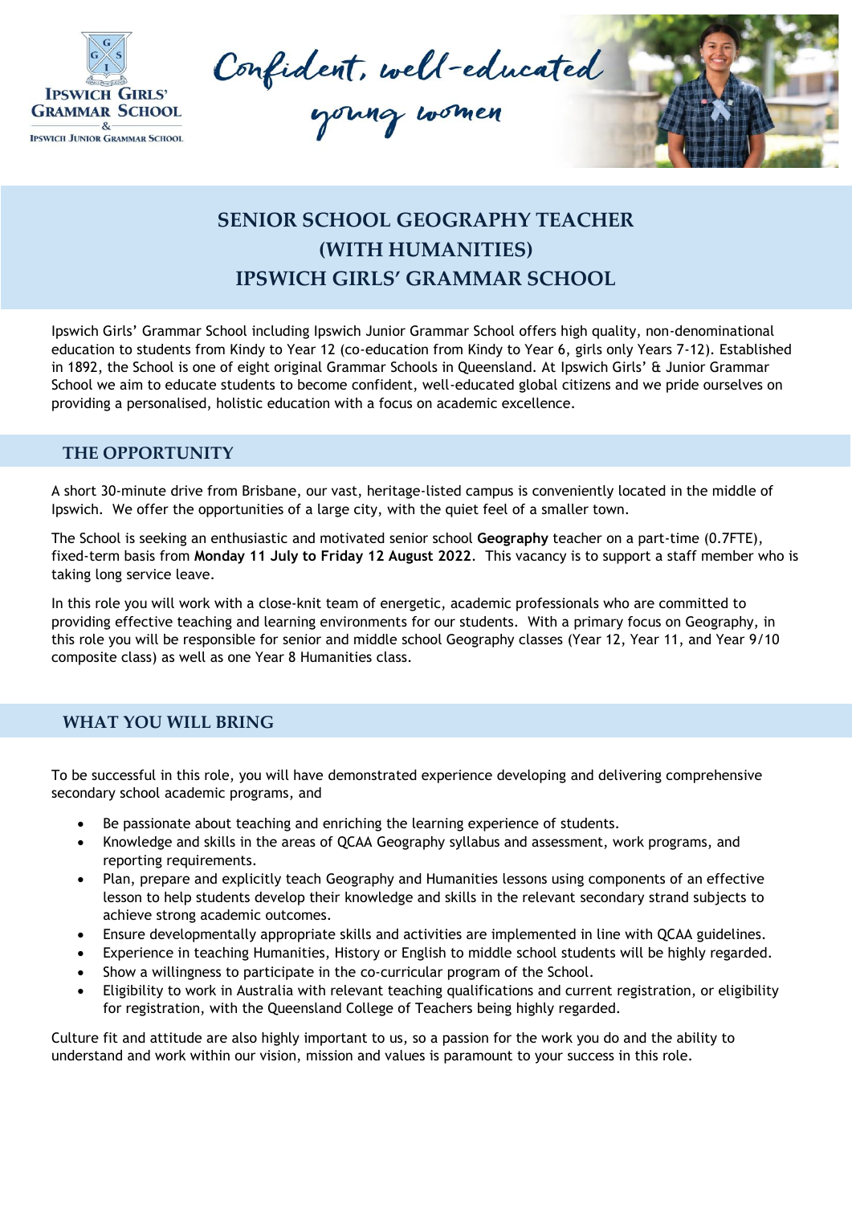Ipswich Girls' Grammar School & Ipswich Junior Grammar School

Confident, well-educated young women

# SENIOR SCHOOL GEOGRAPHY TEACHER (WITH HUMANITIES) IPSWICH GIRLS' GRAMMAR SCHOOL

Ipswich Girls' Grammar School including Ipswich Junior Grammar School offers high quality, non-denominational education to students from Kindy to Year 12 (co-education from Kindy to Year 6, girls only Years 7-12). Established in 1892, the School is one of eight original Grammar Schools in Queensland. At Ipswich Girls' & Junior Grammar School we aim to educate students to become confident, well-educated global citizens and we pride ourselves on providing a personalised, holistic education with a focus on academic excellence.

## THE OPPORTUNITY

A short 30-minute drive from Brisbane, our vast, heritage-listed campus is conveniently located in the middle of Ipswich. We offer the opportunities of a large city, with the quiet feel of a smaller town.

The School is seeking an enthusiastic and motivated senior school **Geography** teacher on a part-time (0.7FTE), fixed-term basis from **Monday 11 July to Friday 12 August 2022**. This vacancy is to support a staff member who is taking long service leave.

In this role you will work with a close-knit team of energetic, academic professionals who are committed to providing effective teaching and learning environments for our students. With a primary focus on Geography, in this role you will be responsible for senior and middle school Geography classes (Year 12, Year 11, and Year 9/10 composite class) as well as one Year 8 Humanities class.

## WHAT YOU WILL BRING

To be successful in this role, you will have demonstrated experience developing and delivering comprehensive secondary school academic programs, and

- Be passionate about teaching and enriching the learning experience of students.
- Knowledge and skills in the areas of QCAA Geography syllabus and assessment, work programs, and reporting requirements.
- Plan, prepare and explicitly teach Geography and Humanities lessons using components of an effective lesson to help students develop their knowledge and skills in the relevant secondary strand subjects to achieve strong academic outcomes.
- Ensure developmentally appropriate skills and activities are implemented in line with QCAA guidelines.
- Experience in teaching Humanities, History or English to middle school students will be highly regarded.
- Show a willingness to participate in the co-curricular program of the School.
- Eligibility to work in Australia with relevant teaching qualifications and current registration, or eligibility for registration, with the Queensland College of Teachers being highly regarded.

Culture fit and attitude are also highly important to us, so a passion for the work you do and the ability to understand and work within our vision, mission and values is paramount to your success in this role.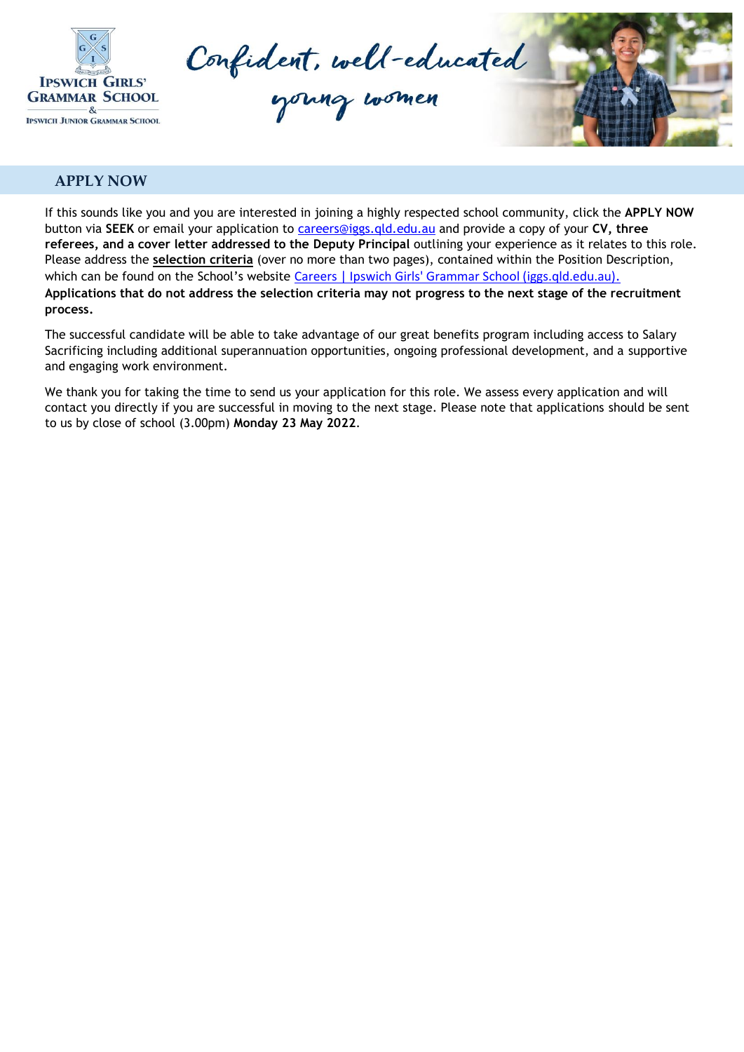## APPLY NOW

If this sounds like you and you are interested in joining a highly respected school community, click the **APPLY NOW** button via **SEEK** or email your application to careers@iggs.qld.edu.au and provide a copy of your **CV, three referees, and a cover letter addressed to the Deputy Principal** outlining your experience as it relates to this role. Please address the **selection criteria** (over no more than two pages), contained within the Position Description, which can be found on the School's website Careers | Ipswich Girls' Grammar School (iggs.qld.edu.au).
**Applications that do not address the selection criteria may not progress to the next stage of the recruitment process.**

The successful candidate will be able to take advantage of our great benefits program including access to Salary Sacrificing including additional superannuation opportunities, ongoing professional development, and a supportive and engaging work environment.

We thank you for taking the time to send us your application for this role. We assess every application and will contact you directly if you are successful in moving to the next stage. Please note that applications should be sent to us by close of school (3.00pm) **Monday 23 May 2022**.